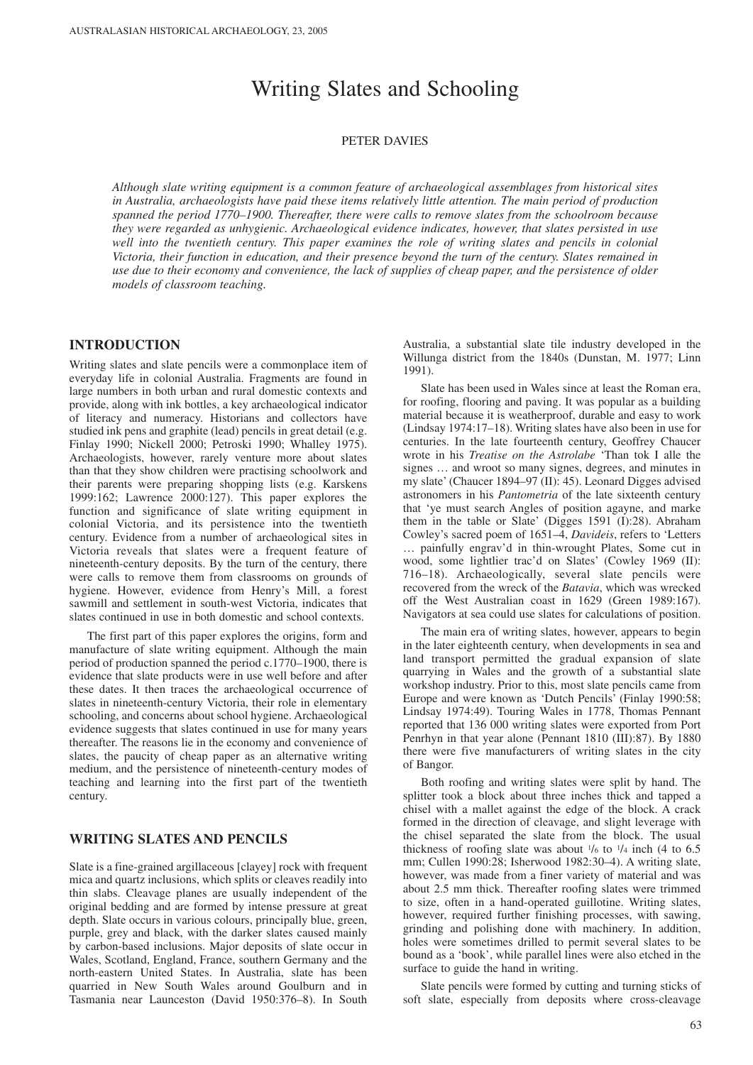# Writing Slates and Schooling

PETER DAVIES

*Although slate writing equipment is a common feature of archaeological assemblages from historical sites in Australia, archaeologists have paid these items relatively little attention. The main period of production spanned the period 1770–1900. Thereafter, there were calls to remove slates from the schoolroom because they were regarded as unhygienic. Archaeological evidence indicates, however, that slates persisted in use well into the twentieth century. This paper examines the role of writing slates and pencils in colonial Victoria, their function in education, and their presence beyond the turn of the century. Slates remained in use due to their economy and convenience, the lack of supplies of cheap paper, and the persistence of older models of classroom teaching.*

## INTRODUCTION

Writing slates and slate pencils were a commonplace item of everyday life in colonial Australia. Fragments are found in large numbers in both urban and rural domestic contexts and provide, along with ink bottles, a key archaeological indicator of literacy and numeracy. Historians and collectors have studied ink pens and graphite (lead) pencils in great detail (e.g. Finlay 1990; Nickell 2000; Petroski 1990; Whalley 1975). Archaeologists, however, rarely venture more about slates than that they show children were practising schoolwork and their parents were preparing shopping lists (e.g. Karskens 1999:162; Lawrence 2000:127). This paper explores the function and significance of slate writing equipment in colonial Victoria, and its persistence into the twentieth century. Evidence from a number of archaeological sites in Victoria reveals that slates were a frequent feature of nineteenth-century deposits. By the turn of the century, there were calls to remove them from classrooms on grounds of hygiene. However, evidence from Henry's Mill, a forest sawmill and settlement in south-west Victoria, indicates that slates continued in use in both domestic and school contexts.

The first part of this paper explores the origins, form and manufacture of slate writing equipment. Although the main period of production spanned the period c.1770–1900, there is evidence that slate products were in use well before and after these dates. It then traces the archaeological occurrence of slates in nineteenth-century Victoria, their role in elementary schooling, and concerns about school hygiene. Archaeological evidence suggests that slates continued in use for many years thereafter. The reasons lie in the economy and convenience of slates, the paucity of cheap paper as an alternative writing medium, and the persistence of nineteenth-century modes of teaching and learning into the first part of the twentieth century.

## WRITING SLATES AND PENCILS

Slate is a fine-grained argillaceous [clayey] rock with frequent mica and quartz inclusions, which splits or cleaves readily into thin slabs. Cleavage planes are usually independent of the original bedding and are formed by intense pressure at great depth. Slate occurs in various colours, principally blue, green, purple, grey and black, with the darker slates caused mainly by carbon-based inclusions. Major deposits of slate occur in Wales, Scotland, England, France, southern Germany and the north-eastern United States. In Australia, slate has been quarried in New South Wales around Goulburn and in Tasmania near Launceston (David 1950:376–8). In South Australia, a substantial slate tile industry developed in the Willunga district from the 1840s (Dunstan, M. 1977; Linn 1991).

Slate has been used in Wales since at least the Roman era, for roofing, flooring and paving. It was popular as a building material because it is weatherproof, durable and easy to work (Lindsay 1974:17–18). Writing slates have also been in use for centuries. In the late fourteenth century, Geoffrey Chaucer wrote in his *Treatise on the Astrolabe* 'Than tok I alle the signes … and wroot so many signes, degrees, and minutes in my slate' (Chaucer 1894–97 (II): 45). Leonard Digges advised astronomers in his *Pantometria* of the late sixteenth century that 'ye must search Angles of position agayne, and marke them in the table or Slate' (Digges 1591 (I):28). Abraham Cowley's sacred poem of 1651–4, *Davideis*, refers to 'Letters … painfully engrav'd in thin-wrought Plates, Some cut in wood, some lightlier trac'd on Slates' (Cowley 1969 (II): 716–18). Archaeologically, several slate pencils were recovered from the wreck of the *Batavia*, which was wrecked off the West Australian coast in 1629 (Green 1989:167). Navigators at sea could use slates for calculations of position.

The main era of writing slates, however, appears to begin in the later eighteenth century, when developments in sea and land transport permitted the gradual expansion of slate quarrying in Wales and the growth of a substantial slate workshop industry. Prior to this, most slate pencils came from Europe and were known as 'Dutch Pencils' (Finlay 1990:58; Lindsay 1974:49). Touring Wales in 1778, Thomas Pennant reported that 136 000 writing slates were exported from Port Penrhyn in that year alone (Pennant 1810 (III):87). By 1880 there were five manufacturers of writing slates in the city of Bangor.

Both roofing and writing slates were split by hand. The splitter took a block about three inches thick and tapped a chisel with a mallet against the edge of the block. A crack formed in the direction of cleavage, and slight leverage with the chisel separated the slate from the block. The usual thickness of roofing slate was about $^1/_6$ to $^1/_4$ inch (4 to 6.5 mm; Cullen 1990:28; Isherwood 1982:30–4). A writing slate, however, was made from a finer variety of material and was about 2.5 mm thick. Thereafter roofing slates were trimmed to size, often in a hand-operated guillotine. Writing slates, however, required further finishing processes, with sawing, grinding and polishing done with machinery. In addition, holes were sometimes drilled to permit several slates to be bound as a 'book', while parallel lines were also etched in the surface to guide the hand in writing.

Slate pencils were formed by cutting and turning sticks of soft slate, especially from deposits where cross-cleavage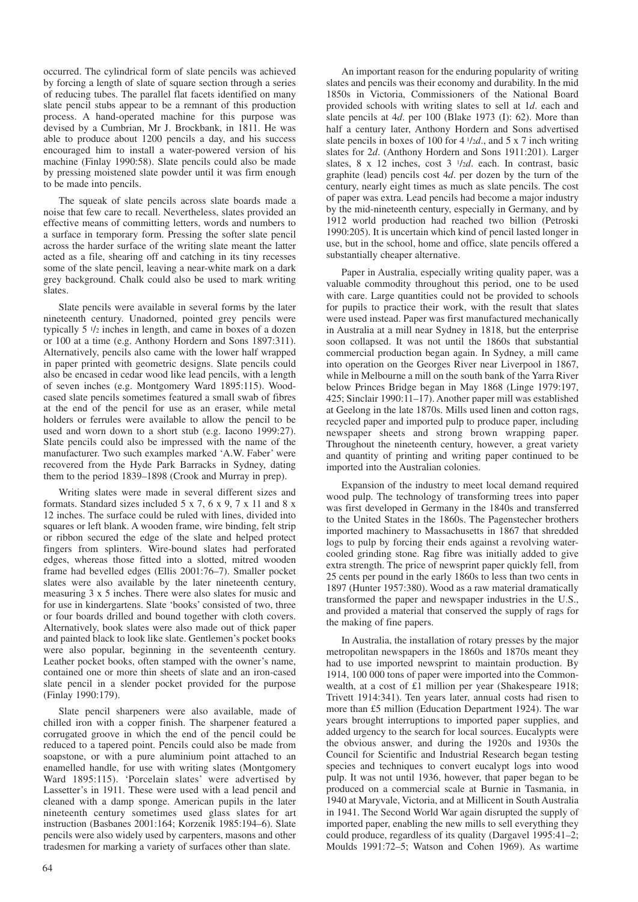occurred. The cylindrical form of slate pencils was achieved by forcing a length of slate of square section through a series of reducing tubes. The parallel flat facets identified on many slate pencil stubs appear to be a remnant of this production process. A hand-operated machine for this purpose was devised by a Cumbrian, Mr J. Brockbank, in 1811. He was able to produce about 1200 pencils a day, and his success encouraged him to install a water-powered version of his machine (Finlay 1990:58). Slate pencils could also be made by pressing moistened slate powder until it was firm enough to be made into pencils.

The squeak of slate pencils across slate boards made a noise that few care to recall. Nevertheless, slates provided an effective means of committing letters, words and numbers to a surface in temporary form. Pressing the softer slate pencil across the harder surface of the writing slate meant the latter acted as a file, shearing off and catching in its tiny recesses some of the slate pencil, leaving a near-white mark on a dark grey background. Chalk could also be used to mark writing slates.

Slate pencils were available in several forms by the later nineteenth century. Unadorned, pointed grey pencils were typically 5 1/2 inches in length, and came in boxes of a dozen or 100 at a time (e.g. Anthony Hordern and Sons 1897:311). Alternatively, pencils also came with the lower half wrapped in paper printed with geometric designs. Slate pencils could also be encased in cedar wood like lead pencils, with a length of seven inches (e.g. Montgomery Ward 1895:115). Wood-cased slate pencils sometimes featured a small swab of fibres at the end of the pencil for use as an eraser, while metal holders or ferrules were available to allow the pencil to be used and worn down to a short stub (e.g. Iacono 1999:27). Slate pencils could also be impressed with the name of the manufacturer. Two such examples marked 'A.W. Faber' were recovered from the Hyde Park Barracks in Sydney, dating them to the period 1839–1898 (Crook and Murray in prep).

Writing slates were made in several different sizes and formats. Standard sizes included 5 x 7, 6 x 9, 7 x 11 and 8 x 12 inches. The surface could be ruled with lines, divided into squares or left blank. A wooden frame, wire binding, felt strip or ribbon secured the edge of the slate and helped protect fingers from splinters. Wire-bound slates had perforated edges, whereas those fitted into a slotted, mitred wooden frame had bevelled edges (Ellis 2001:76–7). Smaller pocket slates were also available by the later nineteenth century, measuring 3 x 5 inches. There were also slates for music and for use in kindergartens. Slate 'books' consisted of two, three or four boards drilled and bound together with cloth covers. Alternatively, book slates were also made out of thick paper and painted black to look like slate. Gentlemen's pocket books were also popular, beginning in the seventeenth century. Leather pocket books, often stamped with the owner's name, contained one or more thin sheets of slate and an iron-cased slate pencil in a slender pocket provided for the purpose (Finlay 1990:179).

Slate pencil sharpeners were also available, made of chilled iron with a copper finish. The sharpener featured a corrugated groove in which the end of the pencil could be reduced to a tapered point. Pencils could also be made from soapstone, or with a pure aluminium point attached to an enamelled handle, for use with writing slates (Montgomery Ward 1895:115). 'Porcelain slates' were advertised by Lassetter's in 1911. These were used with a lead pencil and cleaned with a damp sponge. American pupils in the later nineteenth century sometimes used glass slates for art instruction (Basbanes 2001:164; Korzenik 1985:194–6). Slate pencils were also widely used by carpenters, masons and other tradesmen for marking a variety of surfaces other than slate.

An important reason for the enduring popularity of writing slates and pencils was their economy and durability. In the mid 1850s in Victoria, Commissioners of the National Board provided schools with writing slates to sell at 1*d*. each and slate pencils at 4*d*. per 100 (Blake 1973 (I): 62). More than half a century later, Anthony Hordern and Sons advertised slate pencils in boxes of 100 for 4 1/2*d*., and 5 x 7 inch writing slates for 2*d*. (Anthony Hordern and Sons 1911:201). Larger slates, 8 x 12 inches, cost 3 1/2*d*. each. In contrast, basic graphite (lead) pencils cost 4*d*. per dozen by the turn of the century, nearly eight times as much as slate pencils. The cost of paper was extra. Lead pencils had become a major industry by the mid-nineteenth century, especially in Germany, and by 1912 world production had reached two billion (Petroski 1990:205). It is uncertain which kind of pencil lasted longer in use, but in the school, home and office, slate pencils offered a substantially cheaper alternative.

Paper in Australia, especially writing quality paper, was a valuable commodity throughout this period, one to be used with care. Large quantities could not be provided to schools for pupils to practice their work, with the result that slates were used instead. Paper was first manufactured mechanically in Australia at a mill near Sydney in 1818, but the enterprise soon collapsed. It was not until the 1860s that substantial commercial production began again. In Sydney, a mill came into operation on the Georges River near Liverpool in 1867, while in Melbourne a mill on the south bank of the Yarra River below Princes Bridge began in May 1868 (Linge 1979:197, 425; Sinclair 1990:11–17). Another paper mill was established at Geelong in the late 1870s. Mills used linen and cotton rags, recycled paper and imported pulp to produce paper, including newspaper sheets and strong brown wrapping paper. Throughout the nineteenth century, however, a great variety and quantity of printing and writing paper continued to be imported into the Australian colonies.

Expansion of the industry to meet local demand required wood pulp. The technology of transforming trees into paper was first developed in Germany in the 1840s and transferred to the United States in the 1860s. The Pagenstecher brothers imported machinery to Massachusetts in 1867 that shredded logs to pulp by forcing their ends against a revolving water-cooled grinding stone. Rag fibre was initially added to give extra strength. The price of newsprint paper quickly fell, from 25 cents per pound in the early 1860s to less than two cents in 1897 (Hunter 1957:380). Wood as a raw material dramatically transformed the paper and newspaper industries in the U.S., and provided a material that conserved the supply of rags for the making of fine papers.

In Australia, the installation of rotary presses by the major metropolitan newspapers in the 1860s and 1870s meant they had to use imported newsprint to maintain production. By 1914, 100 000 tons of paper were imported into the Commonwealth, at a cost of £1 million per year (Shakespeare 1918; Trivett 1914:341). Ten years later, annual costs had risen to more than £5 million (Education Department 1924). The war years brought interruptions to imported paper supplies, and added urgency to the search for local sources. Eucalypts were the obvious answer, and during the 1920s and 1930s the Council for Scientific and Industrial Research began testing species and techniques to convert eucalypt logs into wood pulp. It was not until 1936, however, that paper began to be produced on a commercial scale at Burnie in Tasmania, in 1940 at Maryvale, Victoria, and at Millicent in South Australia in 1941. The Second World War again disrupted the supply of imported paper, enabling the new mills to sell everything they could produce, regardless of its quality (Dargavel 1995:41–2; Moulds 1991:72–5; Watson and Cohen 1969). As wartime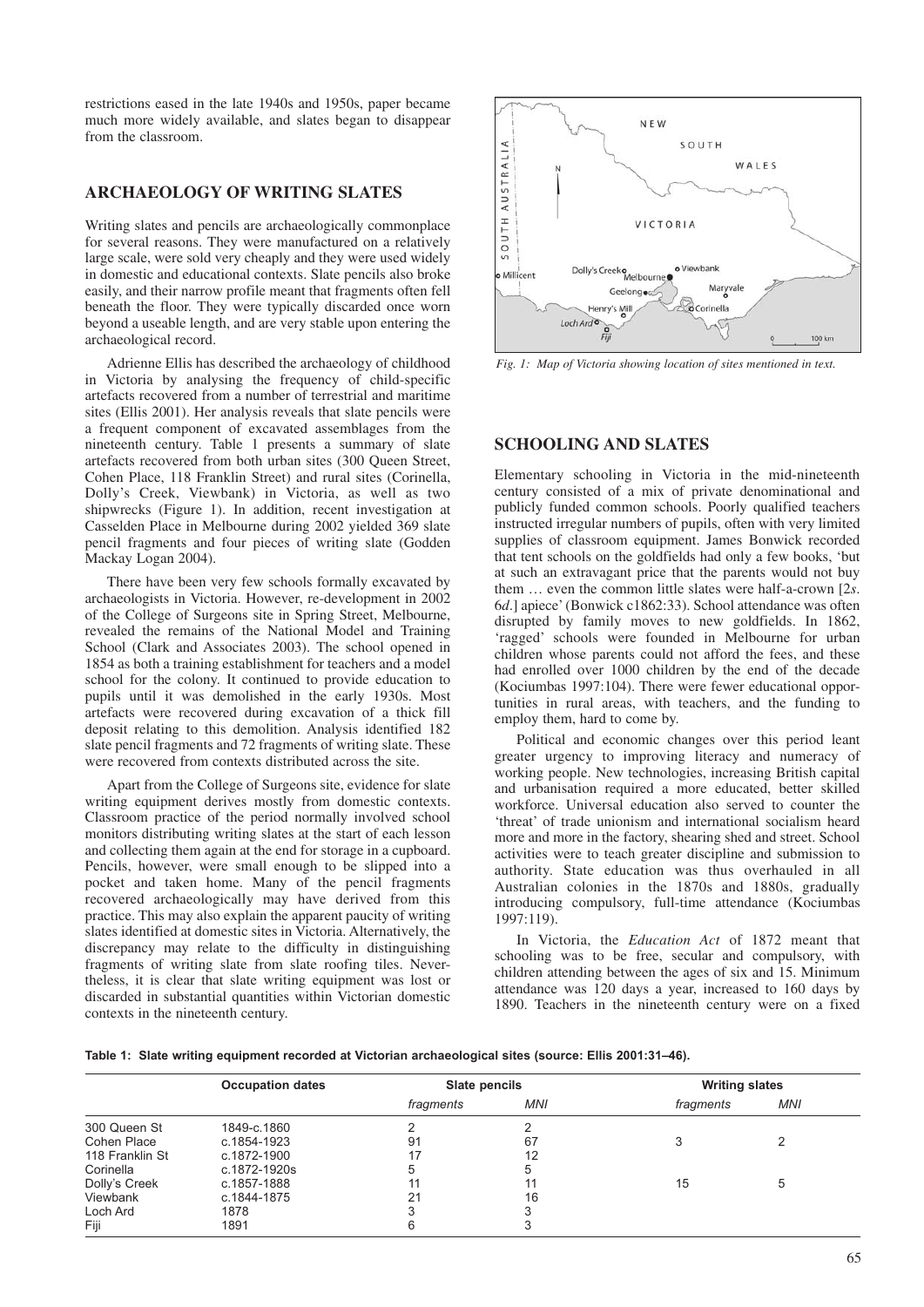restrictions eased in the late 1940s and 1950s, paper became much more widely available, and slates began to disappear from the classroom.

## ARCHAEOLOGY OF WRITING SLATES

Writing slates and pencils are archaeologically commonplace for several reasons. They were manufactured on a relatively large scale, were sold very cheaply and they were used widely in domestic and educational contexts. Slate pencils also broke easily, and their narrow profile meant that fragments often fell beneath the floor. They were typically discarded once worn beyond a useable length, and are very stable upon entering the archaeological record.

Adrienne Ellis has described the archaeology of childhood in Victoria by analysing the frequency of child-specific artefacts recovered from a number of terrestrial and maritime sites (Ellis 2001). Her analysis reveals that slate pencils were a frequent component of excavated assemblages from the nineteenth century. Table 1 presents a summary of slate artefacts recovered from both urban sites (300 Queen Street, Cohen Place, 118 Franklin Street) and rural sites (Corinella, Dolly's Creek, Viewbank) in Victoria, as well as two shipwrecks (Figure 1). In addition, recent investigation at Casselden Place in Melbourne during 2002 yielded 369 slate pencil fragments and four pieces of writing slate (Godden Mackay Logan 2004).

There have been very few schools formally excavated by archaeologists in Victoria. However, re-development in 2002 of the College of Surgeons site in Spring Street, Melbourne, revealed the remains of the National Model and Training School (Clark and Associates 2003). The school opened in 1854 as both a training establishment for teachers and a model school for the colony. It continued to provide education to pupils until it was demolished in the early 1930s. Most artefacts were recovered during excavation of a thick fill deposit relating to this demolition. Analysis identified 182 slate pencil fragments and 72 fragments of writing slate. These were recovered from contexts distributed across the site.

Apart from the College of Surgeons site, evidence for slate writing equipment derives mostly from domestic contexts. Classroom practice of the period normally involved school monitors distributing writing slates at the start of each lesson and collecting them again at the end for storage in a cupboard. Pencils, however, were small enough to be slipped into a pocket and taken home. Many of the pencil fragments recovered archaeologically may have derived from this practice. This may also explain the apparent paucity of writing slates identified at domestic sites in Victoria. Alternatively, the discrepancy may relate to the difficulty in distinguishing fragments of writing slate from slate roofing tiles. Nevertheless, it is clear that slate writing equipment was lost or discarded in substantial quantities within Victorian domestic contexts in the nineteenth century.

*Fig. 1: Map of Victoria showing location of sites mentioned in text.*

## SCHOOLING AND SLATES

Elementary schooling in Victoria in the mid-nineteenth century consisted of a mix of private denominational and publicly funded common schools. Poorly qualified teachers instructed irregular numbers of pupils, often with very limited supplies of classroom equipment. James Bonwick recorded that tent schools on the goldfields had only a few books, 'but at such an extravagant price that the parents would not buy them … even the common little slates were half-a-crown [2*s*. 6*d*.] apiece' (Bonwick c1862:33). School attendance was often disrupted by family moves to new goldfields. In 1862, 'ragged' schools were founded in Melbourne for urban children whose parents could not afford the fees, and these had enrolled over 1000 children by the end of the decade (Kociumbas 1997:104). There were fewer educational opportunities in rural areas, with teachers, and the funding to employ them, hard to come by.

Political and economic changes over this period leant greater urgency to improving literacy and numeracy of working people. New technologies, increasing British capital and urbanisation required a more educated, better skilled workforce. Universal education also served to counter the 'threat' of trade unionism and international socialism heard more and more in the factory, shearing shed and street. School activities were to teach greater discipline and submission to authority. State education was thus overhauled in all Australian colonies in the 1870s and 1880s, gradually introducing compulsory, full-time attendance (Kociumbas 1997:119).

In Victoria, the *Education Act* of 1872 meant that schooling was to be free, secular and compulsory, with children attending between the ages of six and 15. Minimum attendance was 120 days a year, increased to 160 days by 1890. Teachers in the nineteenth century were on a fixed

**Table 1: Slate writing equipment recorded at Victorian archaeological sites (source: Ellis 2001:31–46).**

| | Occupation dates | Slate pencils | | Writing slates | |
|---|---|---|---|---|---|
| | | *fragments* | *MNI* | *fragments* | *MNI* |
| 300 Queen St | 1849-c.1860 | 2 | 2 | | |
| Cohen Place | c.1854-1923 | 91 | 67 | 3 | 2 |
| 118 Franklin St | c.1872-1900 | 17 | 12 | | |
| Corinella | c.1872-1920s | 5 | 5 | | |
| Dolly's Creek | c.1857-1888 | 11 | 11 | 15 | 5 |
| Viewbank | c.1844-1875 | 21 | 16 | | |
| Loch Ard | 1878 | 3 | 3 | | |
| Fiji | 1891 | 6 | 3 | | |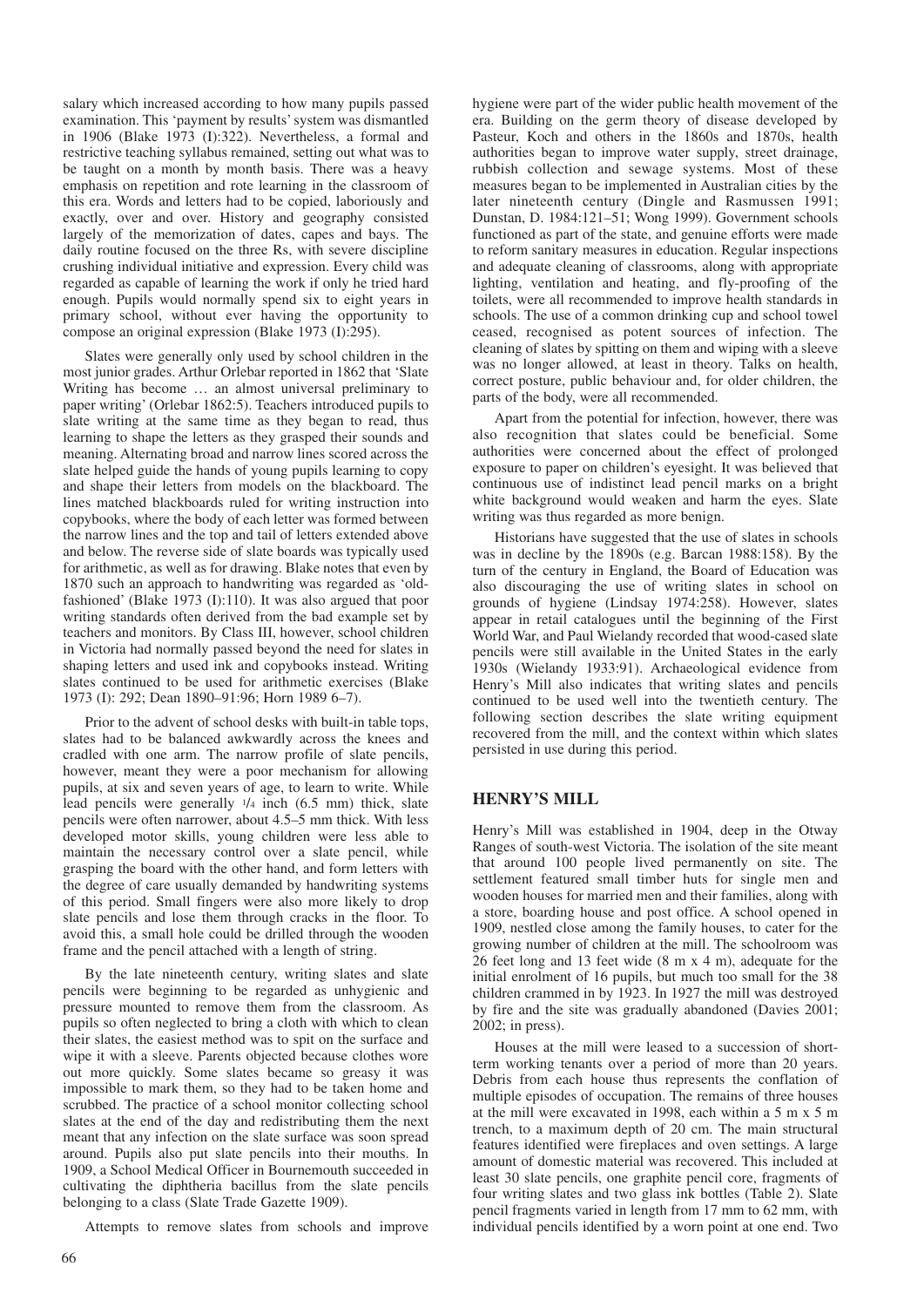salary which increased according to how many pupils passed examination. This 'payment by results' system was dismantled in 1906 (Blake 1973 (I):322). Nevertheless, a formal and restrictive teaching syllabus remained, setting out what was to be taught on a month by month basis. There was a heavy emphasis on repetition and rote learning in the classroom of this era. Words and letters had to be copied, laboriously and exactly, over and over. History and geography consisted largely of the memorization of dates, capes and bays. The daily routine focused on the three Rs, with severe discipline crushing individual initiative and expression. Every child was regarded as capable of learning the work if only he tried hard enough. Pupils would normally spend six to eight years in primary school, without ever having the opportunity to compose an original expression (Blake 1973 (I):295).

Slates were generally only used by school children in the most junior grades. Arthur Orlebar reported in 1862 that 'Slate Writing has become … an almost universal preliminary to paper writing' (Orlebar 1862:5). Teachers introduced pupils to slate writing at the same time as they began to read, thus learning to shape the letters as they grasped their sounds and meaning. Alternating broad and narrow lines scored across the slate helped guide the hands of young pupils learning to copy and shape their letters from models on the blackboard. The lines matched blackboards ruled for writing instruction into copybooks, where the body of each letter was formed between the narrow lines and the top and tail of letters extended above and below. The reverse side of slate boards was typically used for arithmetic, as well as for drawing. Blake notes that even by 1870 such an approach to handwriting was regarded as 'old-fashioned' (Blake 1973 (I):110). It was also argued that poor writing standards often derived from the bad example set by teachers and monitors. By Class III, however, school children in Victoria had normally passed beyond the need for slates in shaping letters and used ink and copybooks instead. Writing slates continued to be used for arithmetic exercises (Blake 1973 (I): 292; Dean 1890–91:96; Horn 1989 6–7).

Prior to the advent of school desks with built-in table tops, slates had to be balanced awkwardly across the knees and cradled with one arm. The narrow profile of slate pencils, however, meant they were a poor mechanism for allowing pupils, at six and seven years of age, to learn to write. While lead pencils were generally 1/4 inch (6.5 mm) thick, slate pencils were often narrower, about 4.5–5 mm thick. With less developed motor skills, young children were less able to maintain the necessary control over a slate pencil, while grasping the board with the other hand, and form letters with the degree of care usually demanded by handwriting systems of this period. Small fingers were also more likely to drop slate pencils and lose them through cracks in the floor. To avoid this, a small hole could be drilled through the wooden frame and the pencil attached with a length of string.

By the late nineteenth century, writing slates and slate pencils were beginning to be regarded as unhygienic and pressure mounted to remove them from the classroom. As pupils so often neglected to bring a cloth with which to clean their slates, the easiest method was to spit on the surface and wipe it with a sleeve. Parents objected because clothes wore out more quickly. Some slates became so greasy it was impossible to mark them, so they had to be taken home and scrubbed. The practice of a school monitor collecting school slates at the end of the day and redistributing them the next meant that any infection on the slate surface was soon spread around. Pupils also put slate pencils into their mouths. In 1909, a School Medical Officer in Bournemouth succeeded in cultivating the diphtheria bacillus from the slate pencils belonging to a class (Slate Trade Gazette 1909).

Attempts to remove slates from schools and improve hygiene were part of the wider public health movement of the era. Building on the germ theory of disease developed by Pasteur, Koch and others in the 1860s and 1870s, health authorities began to improve water supply, street drainage, rubbish collection and sewage systems. Most of these measures began to be implemented in Australian cities by the later nineteenth century (Dingle and Rasmussen 1991; Dunstan, D. 1984:121–51; Wong 1999). Government schools functioned as part of the state, and genuine efforts were made to reform sanitary measures in education. Regular inspections and adequate cleaning of classrooms, along with appropriate lighting, ventilation and heating, and fly-proofing of the toilets, were all recommended to improve health standards in schools. The use of a common drinking cup and school towel ceased, recognised as potent sources of infection. The cleaning of slates by spitting on them and wiping with a sleeve was no longer allowed, at least in theory. Talks on health, correct posture, public behaviour and, for older children, the parts of the body, were all recommended.

Apart from the potential for infection, however, there was also recognition that slates could be beneficial. Some authorities were concerned about the effect of prolonged exposure to paper on children's eyesight. It was believed that continuous use of indistinct lead pencil marks on a bright white background would weaken and harm the eyes. Slate writing was thus regarded as more benign.

Historians have suggested that the use of slates in schools was in decline by the 1890s (e.g. Barcan 1988:158). By the turn of the century in England, the Board of Education was also discouraging the use of writing slates in school on grounds of hygiene (Lindsay 1974:258). However, slates appear in retail catalogues until the beginning of the First World War, and Paul Wielandy recorded that wood-cased slate pencils were still available in the United States in the early 1930s (Wielandy 1933:91). Archaeological evidence from Henry's Mill also indicates that writing slates and pencils continued to be used well into the twentieth century. The following section describes the slate writing equipment recovered from the mill, and the context within which slates persisted in use during this period.

## HENRY'S MILL

Henry's Mill was established in 1904, deep in the Otway Ranges of south-west Victoria. The isolation of the site meant that around 100 people lived permanently on site. The settlement featured small timber huts for single men and wooden houses for married men and their families, along with a store, boarding house and post office. A school opened in 1909, nestled close among the family houses, to cater for the growing number of children at the mill. The schoolroom was 26 feet long and 13 feet wide (8 m x 4 m), adequate for the initial enrolment of 16 pupils, but much too small for the 38 children crammed in by 1923. In 1927 the mill was destroyed by fire and the site was gradually abandoned (Davies 2001; 2002; in press).

Houses at the mill were leased to a succession of short-term working tenants over a period of more than 20 years. Debris from each house thus represents the conflation of multiple episodes of occupation. The remains of three houses at the mill were excavated in 1998, each within a 5 m x 5 m trench, to a maximum depth of 20 cm. The main structural features identified were fireplaces and oven settings. A large amount of domestic material was recovered. This included at least 30 slate pencils, one graphite pencil core, fragments of four writing slates and two glass ink bottles (Table 2). Slate pencil fragments varied in length from 17 mm to 62 mm, with individual pencils identified by a worn point at one end. Two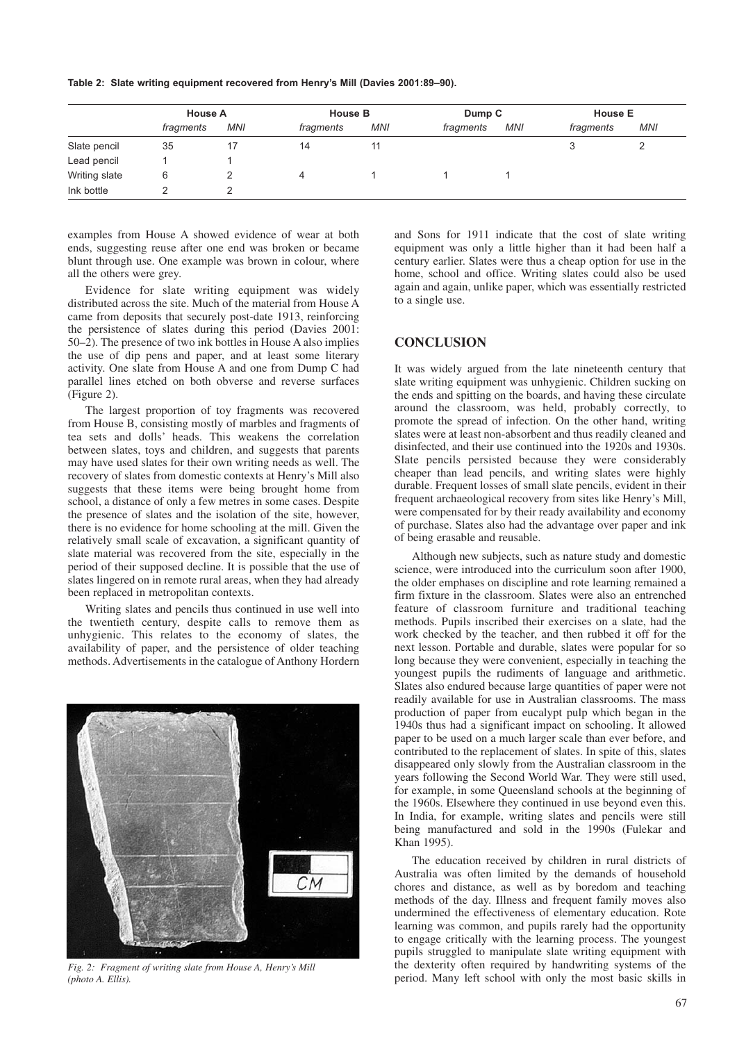**Table 2: Slate writing equipment recovered from Henry's Mill (Davies 2001:89–90).**

| | House A | | House B | | Dump C | | House E | |
|---|---|---|---|---|---|---|---|---|
| | *fragments* | *MNI* | *fragments* | *MNI* | *fragments* | *MNI* | *fragments* | *MNI* |
| Slate pencil | 35 | 17 | 14 | 11 | | | 3 | 2 |
| Lead pencil | 1 | 1 | | | | | | |
| Writing slate | 6 | 2 | 4 | 1 | 1 | 1 | | |
| Ink bottle | 2 | 2 | | | | | | |

examples from House A showed evidence of wear at both ends, suggesting reuse after one end was broken or became blunt through use. One example was brown in colour, where all the others were grey.

Evidence for slate writing equipment was widely distributed across the site. Much of the material from House A came from deposits that securely post-date 1913, reinforcing the persistence of slates during this period (Davies 2001: 50–2). The presence of two ink bottles in House A also implies the use of dip pens and paper, and at least some literary activity. One slate from House A and one from Dump C had parallel lines etched on both obverse and reverse surfaces (Figure 2).

The largest proportion of toy fragments was recovered from House B, consisting mostly of marbles and fragments of tea sets and dolls' heads. This weakens the correlation between slates, toys and children, and suggests that parents may have used slates for their own writing needs as well. The recovery of slates from domestic contexts at Henry's Mill also suggests that these items were being brought home from school, a distance of only a few metres in some cases. Despite the presence of slates and the isolation of the site, however, there is no evidence for home schooling at the mill. Given the relatively small scale of excavation, a significant quantity of slate material was recovered from the site, especially in the period of their supposed decline. It is possible that the use of slates lingered on in remote rural areas, when they had already been replaced in metropolitan contexts.

Writing slates and pencils thus continued in use well into the twentieth century, despite calls to remove them as unhygienic. This relates to the economy of slates, the availability of paper, and the persistence of older teaching methods. Advertisements in the catalogue of Anthony Hordern and Sons for 1911 indicate that the cost of slate writing equipment was only a little higher than it had been half a century earlier. Slates were thus a cheap option for use in the home, school and office. Writing slates could also be used again and again, unlike paper, which was essentially restricted to a single use.

*Fig. 2: Fragment of writing slate from House A, Henry's Mill (photo A. Ellis).*

## CONCLUSION

It was widely argued from the late nineteenth century that slate writing equipment was unhygienic. Children sucking on the ends and spitting on the boards, and having these circulate around the classroom, was held, probably correctly, to promote the spread of infection. On the other hand, writing slates were at least non-absorbent and thus readily cleaned and disinfected, and their use continued into the 1920s and 1930s. Slate pencils persisted because they were considerably cheaper than lead pencils, and writing slates were highly durable. Frequent losses of small slate pencils, evident in their frequent archaeological recovery from sites like Henry's Mill, were compensated for by their ready availability and economy of purchase. Slates also had the advantage over paper and ink of being erasable and reusable.

Although new subjects, such as nature study and domestic science, were introduced into the curriculum soon after 1900, the older emphases on discipline and rote learning remained a firm fixture in the classroom. Slates were also an entrenched feature of classroom furniture and traditional teaching methods. Pupils inscribed their exercises on a slate, had the work checked by the teacher, and then rubbed it off for the next lesson. Portable and durable, slates were popular for so long because they were convenient, especially in teaching the youngest pupils the rudiments of language and arithmetic. Slates also endured because large quantities of paper were not readily available for use in Australian classrooms. The mass production of paper from eucalypt pulp which began in the 1940s thus had a significant impact on schooling. It allowed paper to be used on a much larger scale than ever before, and contributed to the replacement of slates. In spite of this, slates disappeared only slowly from the Australian classroom in the years following the Second World War. They were still used, for example, in some Queensland schools at the beginning of the 1960s. Elsewhere they continued in use beyond even this. In India, for example, writing slates and pencils were still being manufactured and sold in the 1990s (Fulekar and Khan 1995).

The education received by children in rural districts of Australia was often limited by the demands of household chores and distance, as well as by boredom and teaching methods of the day. Illness and frequent family moves also undermined the effectiveness of elementary education. Rote learning was common, and pupils rarely had the opportunity to engage critically with the learning process. The youngest pupils struggled to manipulate slate writing equipment with the dexterity often required by handwriting systems of the period. Many left school with only the most basic skills in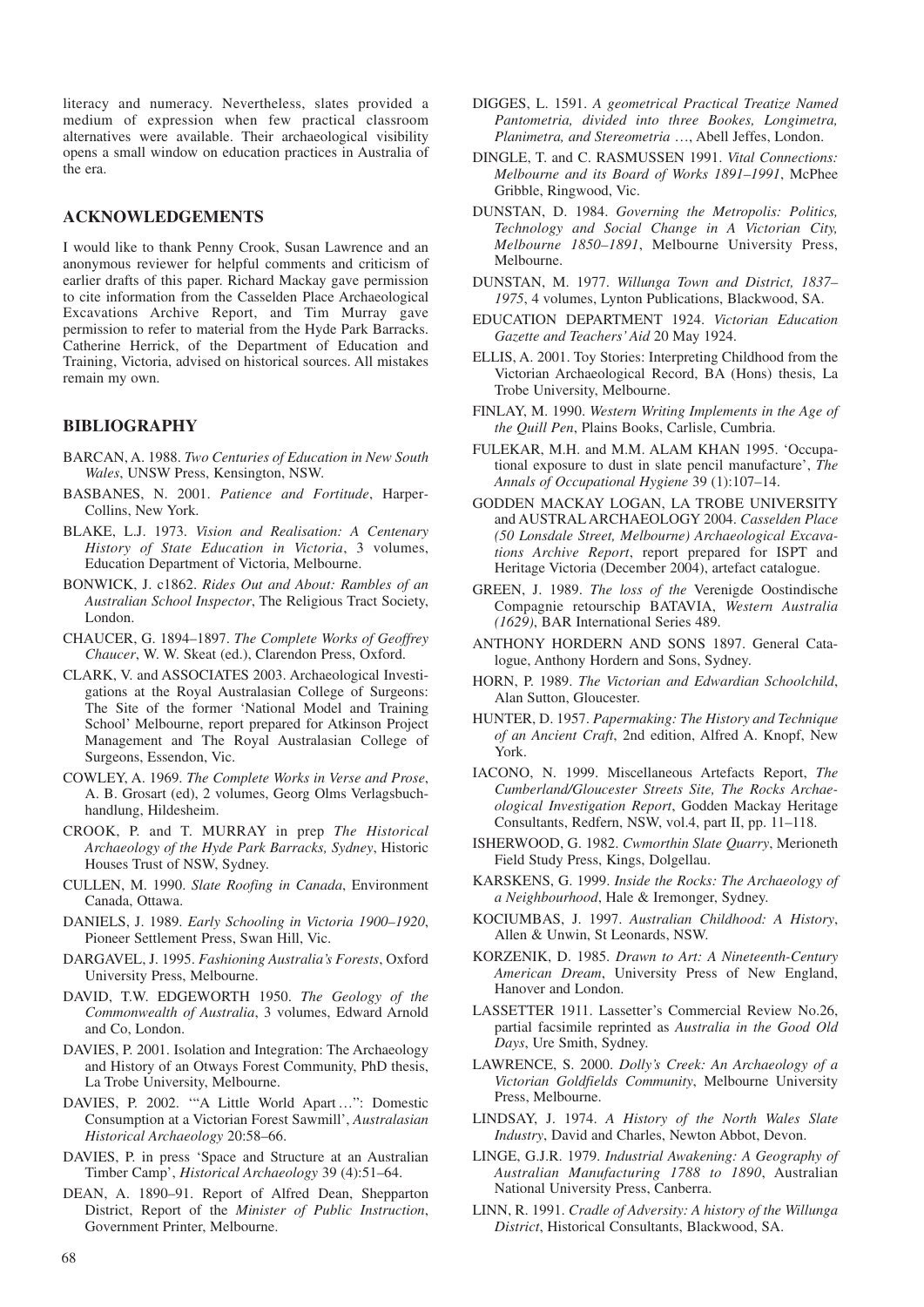literacy and numeracy. Nevertheless, slates provided a medium of expression when few practical classroom alternatives were available. Their archaeological visibility opens a small window on education practices in Australia of the era.

## ACKNOWLEDGEMENTS

I would like to thank Penny Crook, Susan Lawrence and an anonymous reviewer for helpful comments and criticism of earlier drafts of this paper. Richard Mackay gave permission to cite information from the Casselden Place Archaeological Excavations Archive Report, and Tim Murray gave permission to refer to material from the Hyde Park Barracks. Catherine Herrick, of the Department of Education and Training, Victoria, advised on historical sources. All mistakes remain my own.

## BIBLIOGRAPHY

BARCAN, A. 1988. *Two Centuries of Education in New South Wales*, UNSW Press, Kensington, NSW.

BASBANES, N. 2001. *Patience and Fortitude*, Harper-Collins, New York.

BLAKE, L.J. 1973. *Vision and Realisation: A Centenary History of State Education in Victoria*, 3 volumes, Education Department of Victoria, Melbourne.

BONWICK, J. c1862. *Rides Out and About: Rambles of an Australian School Inspector*, The Religious Tract Society, London.

CHAUCER, G. 1894–1897. *The Complete Works of Geoffrey Chaucer*, W. W. Skeat (ed.), Clarendon Press, Oxford.

CLARK, V. and ASSOCIATES 2003. Archaeological Investigations at the Royal Australasian College of Surgeons: The Site of the former 'National Model and Training School' Melbourne, report prepared for Atkinson Project Management and The Royal Australasian College of Surgeons, Essendon, Vic.

COWLEY, A. 1969. *The Complete Works in Verse and Prose*, A. B. Grosart (ed), 2 volumes, Georg Olms Verlagsbuchhandlung, Hildesheim.

CROOK, P. and T. MURRAY in prep *The Historical Archaeology of the Hyde Park Barracks, Sydney*, Historic Houses Trust of NSW, Sydney.

CULLEN, M. 1990. *Slate Roofing in Canada*, Environment Canada, Ottawa.

DANIELS, J. 1989. *Early Schooling in Victoria 1900–1920*, Pioneer Settlement Press, Swan Hill, Vic.

DARGAVEL, J. 1995. *Fashioning Australia's Forests*, Oxford University Press, Melbourne.

DAVID, T.W. EDGEWORTH 1950. *The Geology of the Commonwealth of Australia*, 3 volumes, Edward Arnold and Co, London.

DAVIES, P. 2001. Isolation and Integration: The Archaeology and History of an Otways Forest Community, PhD thesis, La Trobe University, Melbourne.

DAVIES, P. 2002. '"A Little World Apart…": Domestic Consumption at a Victorian Forest Sawmill', *Australasian Historical Archaeology* 20:58–66.

DAVIES, P. in press 'Space and Structure at an Australian Timber Camp', *Historical Archaeology* 39 (4):51–64.

DEAN, A. 1890–91. Report of Alfred Dean, Shepparton District, Report of the *Minister of Public Instruction*, Government Printer, Melbourne.

DIGGES, L. 1591. *A geometrical Practical Treatize Named Pantometria, divided into three Bookes, Longimetra, Planimetra, and Stereometria* …, Abell Jeffes, London.

DINGLE, T. and C. RASMUSSEN 1991. *Vital Connections: Melbourne and its Board of Works 1891–1991*, McPhee Gribble, Ringwood, Vic.

DUNSTAN, D. 1984. *Governing the Metropolis: Politics, Technology and Social Change in A Victorian City, Melbourne 1850–1891*, Melbourne University Press, Melbourne.

DUNSTAN, M. 1977. *Willunga Town and District, 1837–1975*, 4 volumes, Lynton Publications, Blackwood, SA.

EDUCATION DEPARTMENT 1924. *Victorian Education Gazette and Teachers' Aid* 20 May 1924.

ELLIS, A. 2001. Toy Stories: Interpreting Childhood from the Victorian Archaeological Record, BA (Hons) thesis, La Trobe University, Melbourne.

FINLAY, M. 1990. *Western Writing Implements in the Age of the Quill Pen*, Plains Books, Carlisle, Cumbria.

FULEKAR, M.H. and M.M. ALAM KHAN 1995. 'Occupational exposure to dust in slate pencil manufacture', *The Annals of Occupational Hygiene* 39 (1):107–14.

GODDEN MACKAY LOGAN, LA TROBE UNIVERSITY and AUSTRAL ARCHAEOLOGY 2004. *Casselden Place (50 Lonsdale Street, Melbourne) Archaeological Excavations Archive Report*, report prepared for ISPT and Heritage Victoria (December 2004), artefact catalogue.

GREEN, J. 1989. *The loss of the* Verenigde Oostindische Compagnie retourschip *BATAVIA, Western Australia (1629)*, BAR International Series 489.

ANTHONY HORDERN AND SONS 1897. General Catalogue, Anthony Hordern and Sons, Sydney.

HORN, P. 1989. *The Victorian and Edwardian Schoolchild*, Alan Sutton, Gloucester.

HUNTER, D. 1957. *Papermaking: The History and Technique of an Ancient Craft*, 2nd edition, Alfred A. Knopf, New York.

IACONO, N. 1999. Miscellaneous Artefacts Report, *The Cumberland/Gloucester Streets Site, The Rocks Archaeological Investigation Report*, Godden Mackay Heritage Consultants, Redfern, NSW, vol.4, part II, pp. 11–118.

ISHERWOOD, G. 1982. *Cwmorthin Slate Quarry*, Merioneth Field Study Press, Kings, Dolgellau.

KARSKENS, G. 1999. *Inside the Rocks: The Archaeology of a Neighbourhood*, Hale & Iremonger, Sydney.

KOCIUMBAS, J. 1997. *Australian Childhood: A History*, Allen & Unwin, St Leonards, NSW.

KORZENIK, D. 1985. *Drawn to Art: A Nineteenth-Century American Dream*, University Press of New England, Hanover and London.

LASSETTER 1911. Lassetter's Commercial Review No.26, partial facsimile reprinted as *Australia in the Good Old Days*, Ure Smith, Sydney.

LAWRENCE, S. 2000. *Dolly's Creek: An Archaeology of a Victorian Goldfields Community*, Melbourne University Press, Melbourne.

LINDSAY, J. 1974. *A History of the North Wales Slate Industry*, David and Charles, Newton Abbot, Devon.

LINGE, G.J.R. 1979. *Industrial Awakening: A Geography of Australian Manufacturing 1788 to 1890*, Australian National University Press, Canberra.

LINN, R. 1991. *Cradle of Adversity: A history of the Willunga District*, Historical Consultants, Blackwood, SA.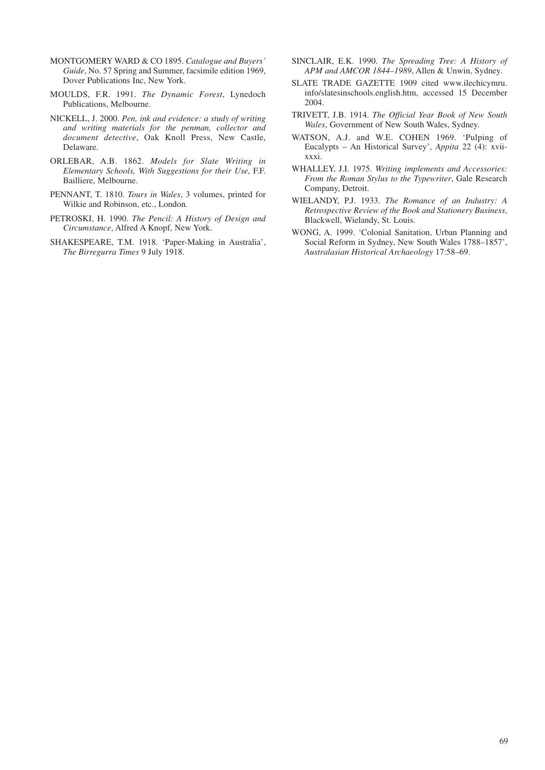MONTGOMERY WARD & CO 1895. *Catalogue and Buyers' Guide*, No. 57 Spring and Summer, facsimile edition 1969, Dover Publications Inc, New York.

MOULDS, F.R. 1991. *The Dynamic Forest*, Lynedoch Publications, Melbourne.

NICKELL, J. 2000. *Pen, ink and evidence: a study of writing and writing materials for the penman, collector and document detective*, Oak Knoll Press, New Castle, Delaware.

ORLEBAR, A.B. 1862. *Models for Slate Writing in Elementary Schools, With Suggestions for their Use*, F.F. Bailliere, Melbourne.

PENNANT, T. 1810. *Tours in Wales*, 3 volumes, printed for Wilkie and Robinson, etc., London.

PETROSKI, H. 1990. *The Pencil: A History of Design and Circumstance*, Alfred A Knopf, New York.

SHAKESPEARE, T.M. 1918. 'Paper-Making in Australia', *The Birregurra Times* 9 July 1918.

SINCLAIR, E.K. 1990. *The Spreading Tree: A History of APM and AMCOR 1844–1989*, Allen & Unwin, Sydney.

SLATE TRADE GAZETTE 1909 cited www.ilechicymru.info/slatesinschools.english.htm, accessed 15 December 2004.

TRIVETT, J.B. 1914. *The Official Year Book of New South Wales*, Government of New South Wales, Sydney.

WATSON, A.J. and W.E. COHEN 1969. 'Pulping of Eucalypts – An Historical Survey', *Appita* 22 (4): xvii-xxxi.

WHALLEY, J.I. 1975. *Writing implements and Accessories: From the Roman Stylus to the Typewriter*, Gale Research Company, Detroit.

WIELANDY, P.J. 1933. *The Romance of an Industry: A Retrospective Review of the Book and Stationery Business*, Blackwell, Wielandy, St. Louis.

WONG, A. 1999. 'Colonial Sanitation, Urban Planning and Social Reform in Sydney, New South Wales 1788–1857', *Australasian Historical Archaeology* 17:58–69.